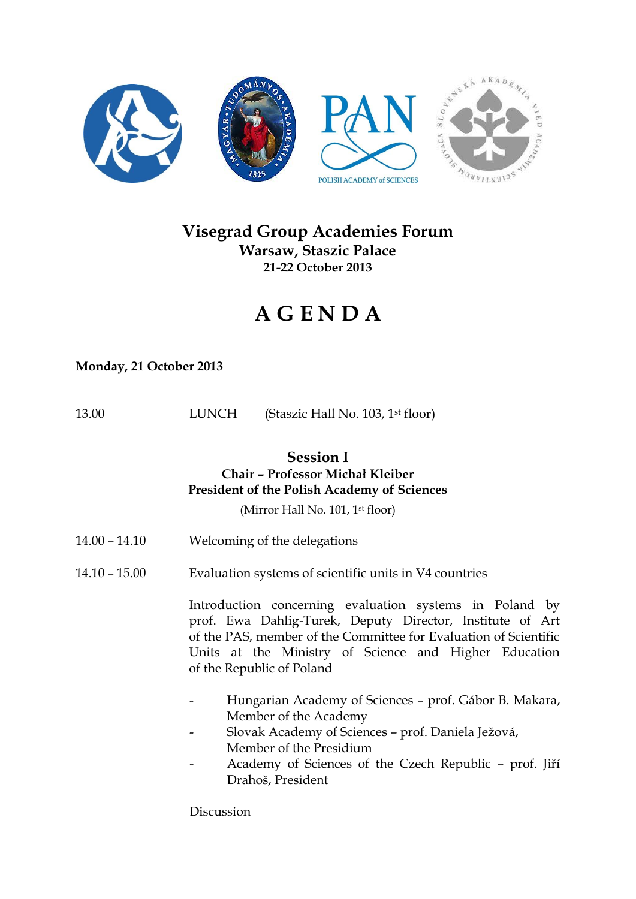# Visegrad Group Academies Forum

**Warsaw, Staszic Palace**
**21-22 October 2013**

# A G E N D A

**Monday, 21 October 2013**

13.00 LUNCH (Staszic Hall No. 103, 1st floor)

## Session I

**Chair – Professor Michał Kleiber**
**President of the Polish Academy of Sciences**

(Mirror Hall No. 101, 1st floor)

14.00 – 14.10 Welcoming of the delegations

14.10 – 15.00 Evaluation systems of scientific units in V4 countries

Introduction concerning evaluation systems in Poland by prof. Ewa Dahlig-Turek, Deputy Director, Institute of Art of the PAS, member of the Committee for Evaluation of Scientific Units at the Ministry of Science and Higher Education of the Republic of Poland

- Hungarian Academy of Sciences – prof. Gábor B. Makara, Member of the Academy
- Slovak Academy of Sciences – prof. Daniela Ježová, Member of the Presidium
- Academy of Sciences of the Czech Republic – prof. Jiří Drahoš, President

Discussion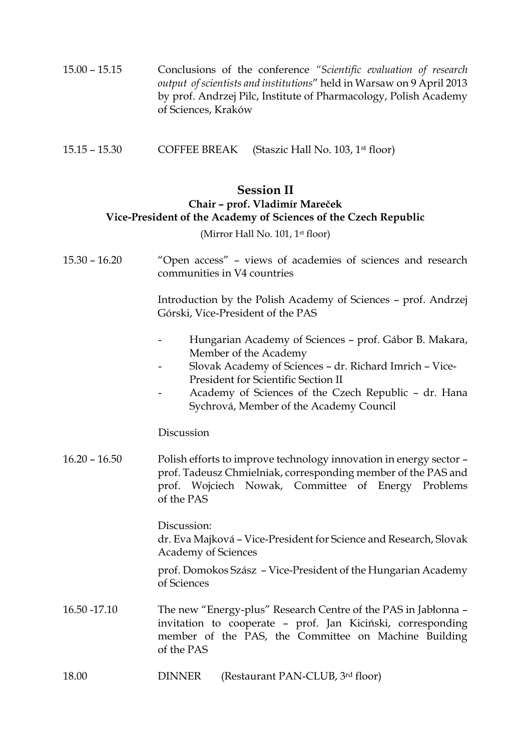| | |
|---|---|
| 15.00 – 15.15 | Conclusions of the conference *"Scientific evaluation of research output of scientists and institutions"* held in Warsaw on 9 April 2013 by prof. Andrzej Pilc, Institute of Pharmacology, Polish Academy of Sciences, Kraków |
| 15.15 – 15.30 | COFFEE BREAK (Staszic Hall No. 103, 1st floor) |

## Session II

**Chair – prof. Vladimír Mareček**
**Vice-President of the Academy of Sciences of the Czech Republic**

(Mirror Hall No. 101, 1st floor)

15.30 – 16.20 "Open access" – views of academies of sciences and research communities in V4 countries

Introduction by the Polish Academy of Sciences – prof. Andrzej Górski, Vice-President of the PAS

- Hungarian Academy of Sciences – prof. Gábor B. Makara, Member of the Academy
- Slovak Academy of Sciences – dr. Richard Imrich – Vice-President for Scientific Section II
- Academy of Sciences of the Czech Republic – dr. Hana Sychrová, Member of the Academy Council

Discussion

16.20 – 16.50 Polish efforts to improve technology innovation in energy sector – prof. Tadeusz Chmielniak, corresponding member of the PAS and prof. Wojciech Nowak, Committee of Energy Problems of the PAS

Discussion:
dr. Eva Majková – Vice-President for Science and Research, Slovak Academy of Sciences

prof. Domokos Szász – Vice-President of the Hungarian Academy of Sciences

16.50 -17.10 The new "Energy-plus" Research Centre of the PAS in Jabłonna – invitation to cooperate – prof. Jan Kiciński, corresponding member of the PAS, the Committee on Machine Building of the PAS

18.00 DINNER (Restaurant PAN-CLUB, 3rd floor)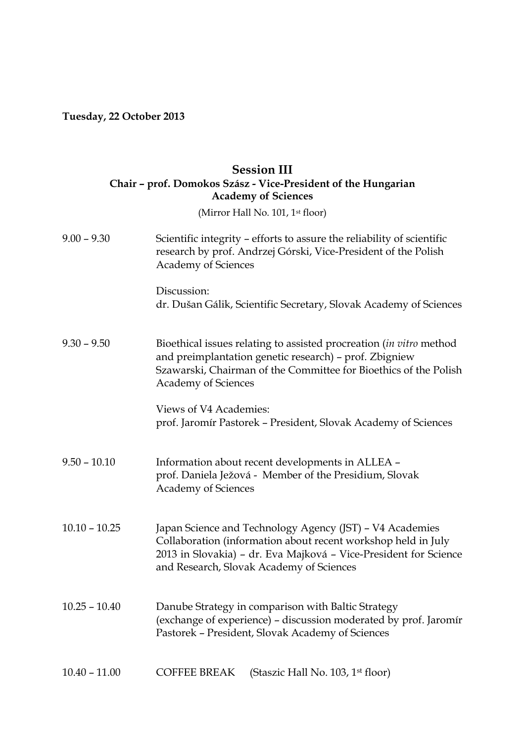**Tuesday, 22 October 2013**

## Session III

**Chair – prof. Domokos Szász - Vice-President of the Hungarian Academy of Sciences**

(Mirror Hall No. 101, 1st floor)

9.00 – 9.30 Scientific integrity – efforts to assure the reliability of scientific research by prof. Andrzej Górski, Vice-President of the Polish Academy of Sciences

Discussion:
dr. Dušan Gálik, Scientific Secretary, Slovak Academy of Sciences

9.30 – 9.50 Bioethical issues relating to assisted procreation (*in vitro* method and preimplantation genetic research) – prof. Zbigniew Szawarski, Chairman of the Committee for Bioethics of the Polish Academy of Sciences

Views of V4 Academies:
prof. Jaromír Pastorek – President, Slovak Academy of Sciences

9.50 – 10.10 Information about recent developments in ALLEA – prof. Daniela Ježová - Member of the Presidium, Slovak Academy of Sciences

10.10 – 10.25 Japan Science and Technology Agency (JST) – V4 Academies Collaboration (information about recent workshop held in July 2013 in Slovakia) – dr. Eva Majková – Vice-President for Science and Research, Slovak Academy of Sciences

10.25 – 10.40 Danube Strategy in comparison with Baltic Strategy (exchange of experience) – discussion moderated by prof. Jaromír Pastorek – President, Slovak Academy of Sciences

10.40 – 11.00 COFFEE BREAK (Staszic Hall No. 103, 1st floor)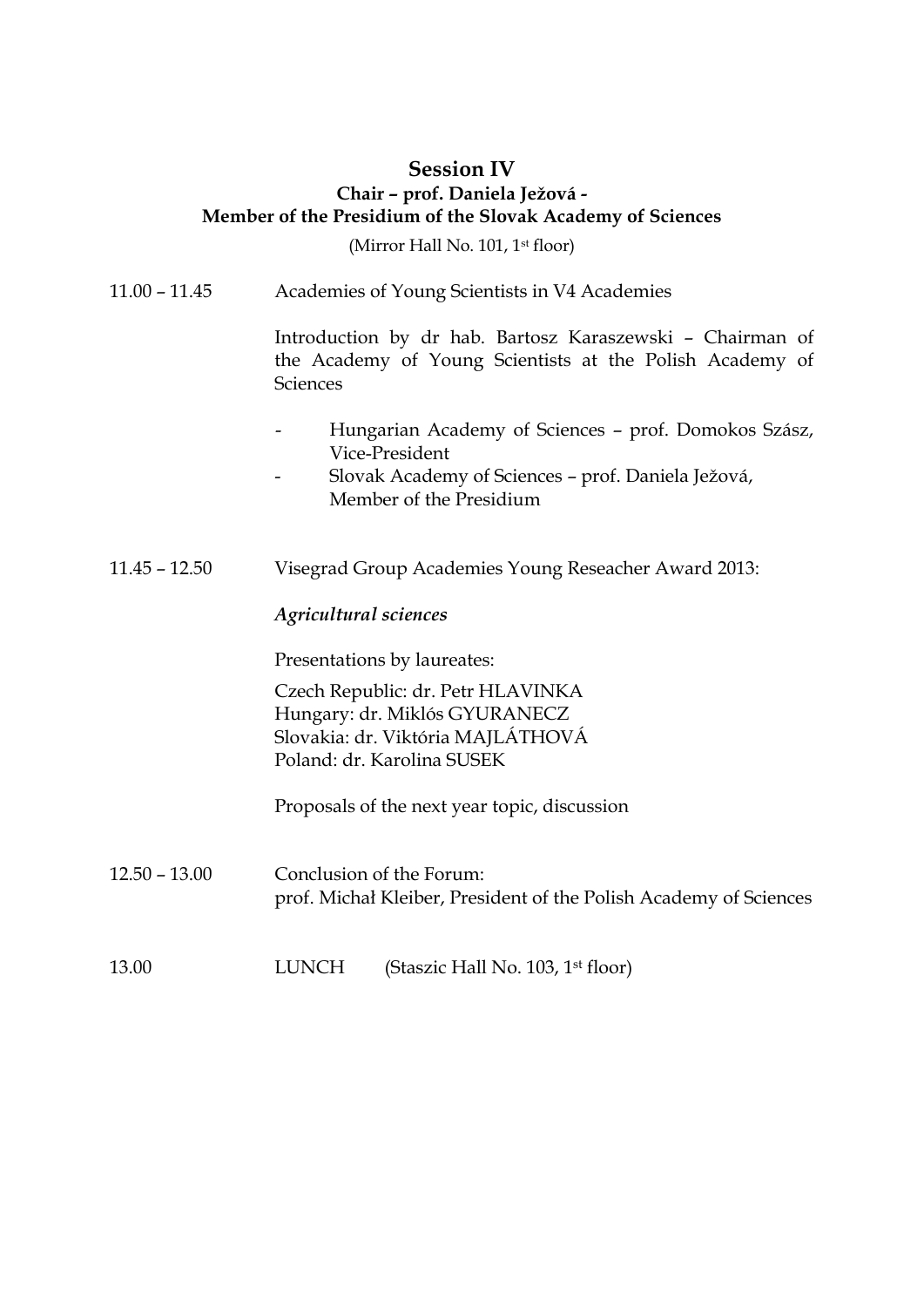## Session IV

### Chair – prof. Daniela Ježová - Member of the Presidium of the Slovak Academy of Sciences

(Mirror Hall No. 101, 1st floor)

| | |
|---|---|
| 11.00 – 11.45 | Academies of Young Scientists in V4 Academies<br><br>Introduction by dr hab. Bartosz Karaszewski – Chairman of the Academy of Young Scientists at the Polish Academy of Sciences<br><br>- Hungarian Academy of Sciences – prof. Domokos Szász, Vice-President<br>- Slovak Academy of Sciences – prof. Daniela Ježová, Member of the Presidium |
| 11.45 – 12.50 | Visegrad Group Academies Young Reseacher Award 2013:<br><br>*Agricultural sciences*<br><br>Presentations by laureates:<br>Czech Republic: dr. Petr HLAVINKA<br>Hungary: dr. Miklós GYURANECZ<br>Slovakia: dr. Viktória MAJLÁTHOVÁ<br>Poland: dr. Karolina SUSEK<br><br>Proposals of the next year topic, discussion |
| 12.50 – 13.00 | Conclusion of the Forum:<br>prof. Michał Kleiber, President of the Polish Academy of Sciences |
| 13.00 | LUNCH (Staszic Hall No. 103, 1st floor) |